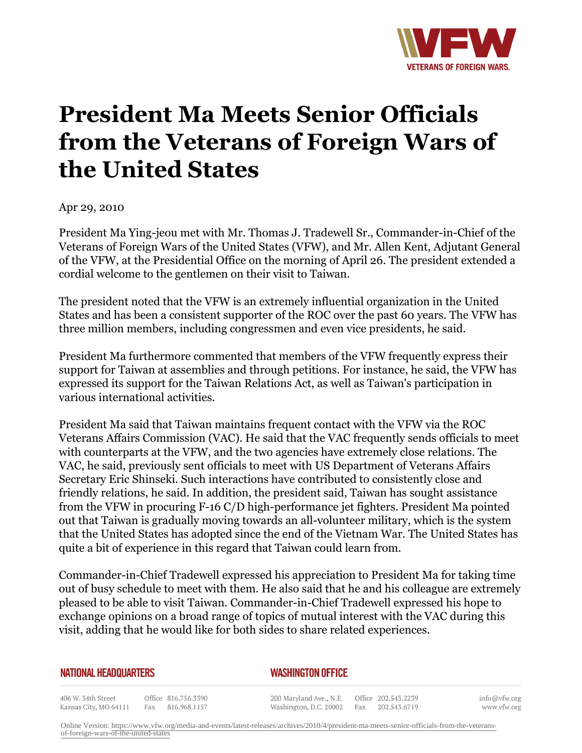# President Ma Meets Senior Officials from the Veterans of Foreign Wars of the United States

Apr 29, 2010

President Ma Ying-jeou met with Mr. Thomas J. Tradewell Sr., Commander-in-Chief of the Veterans of Foreign Wars of the United States (VFW), and Mr. Allen Kent, Adjutant General of the VFW, at the Presidential Office on the morning of April 26. The president extended a cordial welcome to the gentlemen on their visit to Taiwan.

The president noted that the VFW is an extremely influential organization in the United States and has been a consistent supporter of the ROC over the past 60 years. The VFW has three million members, including congressmen and even vice presidents, he said.

President Ma furthermore commented that members of the VFW frequently express their support for Taiwan at assemblies and through petitions. For instance, he said, the VFW has expressed its support for the Taiwan Relations Act, as well as Taiwan's participation in various international activities.

President Ma said that Taiwan maintains frequent contact with the VFW via the ROC Veterans Affairs Commission (VAC). He said that the VAC frequently sends officials to meet with counterparts at the VFW, and the two agencies have extremely close relations. The VAC, he said, previously sent officials to meet with US Department of Veterans Affairs Secretary Eric Shinseki. Such interactions have contributed to consistently close and friendly relations, he said. In addition, the president said, Taiwan has sought assistance from the VFW in procuring F-16 C/D high-performance jet fighters. President Ma pointed out that Taiwan is gradually moving towards an all-volunteer military, which is the system that the United States has adopted since the end of the Vietnam War. The United States has quite a bit of experience in this regard that Taiwan could learn from.

Commander-in-Chief Tradewell expressed his appreciation to President Ma for taking time out of busy schedule to meet with them. He also said that he and his colleague are extremely pleased to be able to visit Taiwan. Commander-in-Chief Tradewell expressed his hope to exchange opinions on a broad range of topics of mutual interest with the VAC during this visit, adding that he would like for both sides to share related experiences.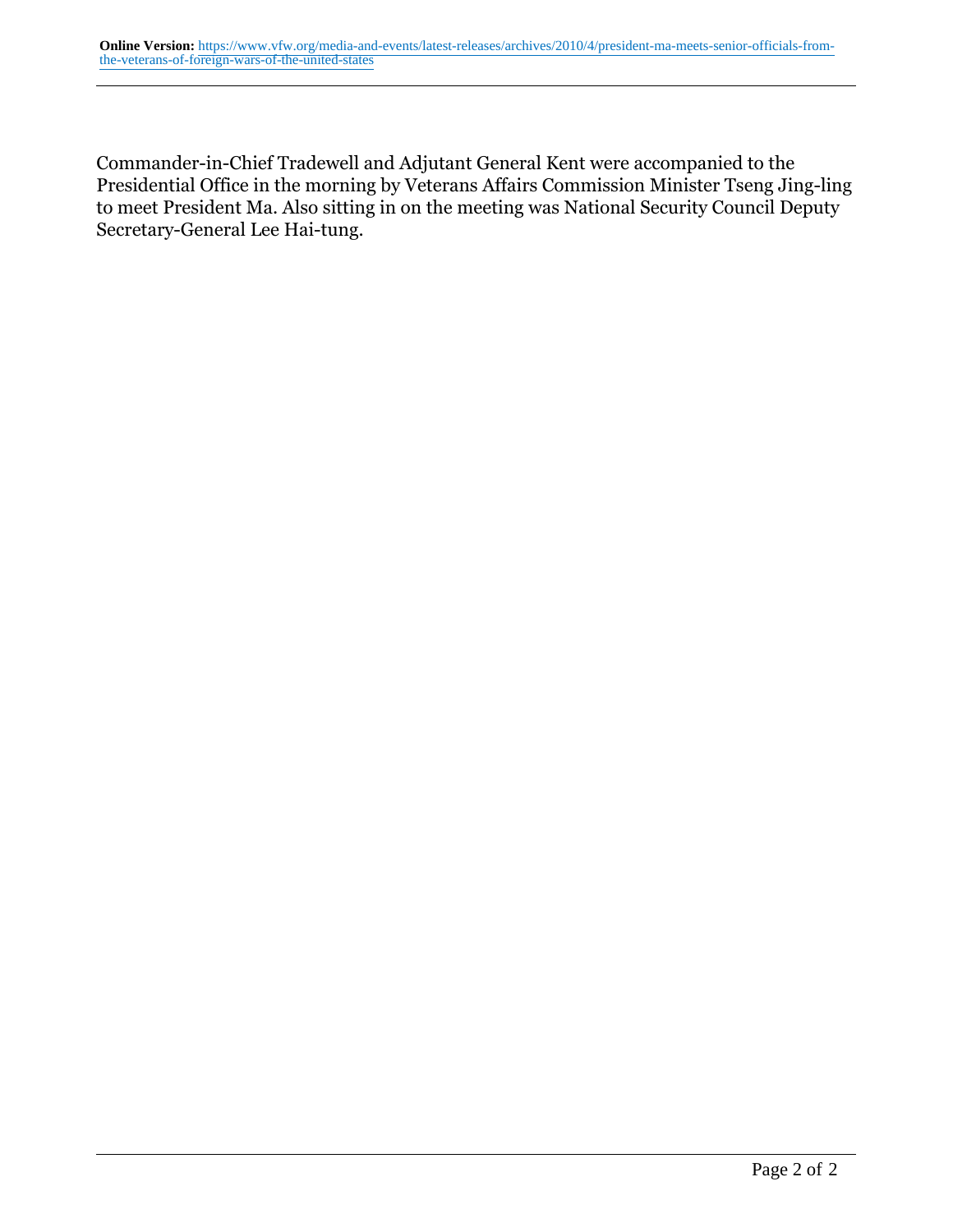Commander-in-Chief Tradewell and Adjutant General Kent were accompanied to the Presidential Office in the morning by Veterans Affairs Commission Minister Tseng Jing-ling to meet President Ma. Also sitting in on the meeting was National Security Council Deputy Secretary-General Lee Hai-tung.